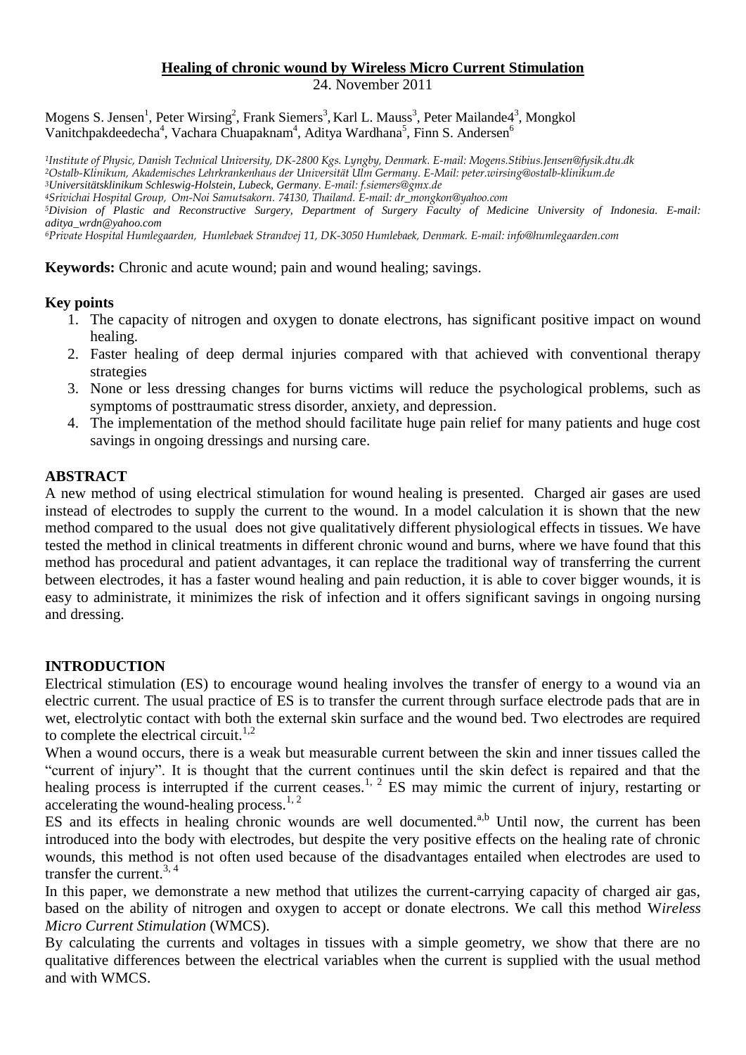# Healing of chronic wound by Wireless Micro Current Stimulation

24. November 2011

Mogens S. Jensen[1], Peter Wirsing[2], Frank Siemers[3], Karl L. Mauss[3], Peter Mailande4[3], Mongkol Vanitchpakdeedecha[4], Vachara Chuapaknam[4], Aditya Wardhana[5], Finn S. Andersen[6]

*[1]Institute of Physic, Danish Technical University, DK-2800 Kgs. Lyngby, Denmark. E-mail: Mogens.Stibius.Jensen@fysik.dtu.dk*
*[2]Ostalb-Klinikum, Akademisches Lehrkrankenhaus der Universität Ulm Germany. E-Mail: peter.wirsing@ostalb-klinikum.de*
*[3]Universitätsklinikum Schleswig-Holstein, Lubeck, Germany. E-mail: f.siemers@gmx.de*
*[4]Srivichai Hospital Group, Om-Noi Samutsakorn. 74130, Thailand. E-mail: dr_mongkon@yahoo.com*
*[5]Division of Plastic and Reconstructive Surgery, Department of Surgery Faculty of Medicine University of Indonesia. E-mail: aditya_wrdn@yahoo.com*
*[6]Private Hospital Humlegaarden, Humlebaek Strandvej 11, DK-3050 Humlebaek, Denmark. E-mail: info@humlegaarden.com*

**Keywords:** Chronic and acute wound; pain and wound healing; savings.

**Key points**

1. The capacity of nitrogen and oxygen to donate electrons, has significant positive impact on wound healing.
2. Faster healing of deep dermal injuries compared with that achieved with conventional therapy strategies
3. None or less dressing changes for burns victims will reduce the psychological problems, such as symptoms of posttraumatic stress disorder, anxiety, and depression.
4. The implementation of the method should facilitate huge pain relief for many patients and huge cost savings in ongoing dressings and nursing care.

## ABSTRACT

A new method of using electrical stimulation for wound healing is presented. Charged air gases are used instead of electrodes to supply the current to the wound. In a model calculation it is shown that the new method compared to the usual does not give qualitatively different physiological effects in tissues. We have tested the method in clinical treatments in different chronic wound and burns, where we have found that this method has procedural and patient advantages, it can replace the traditional way of transferring the current between electrodes, it has a faster wound healing and pain reduction, it is able to cover bigger wounds, it is easy to administrate, it minimizes the risk of infection and it offers significant savings in ongoing nursing and dressing.

## INTRODUCTION

Electrical stimulation (ES) to encourage wound healing involves the transfer of energy to a wound via an electric current. The usual practice of ES is to transfer the current through surface electrode pads that are in wet, electrolytic contact with both the external skin surface and the wound bed. Two electrodes are required to complete the electrical circuit.[1,2]

When a wound occurs, there is a weak but measurable current between the skin and inner tissues called the "current of injury". It is thought that the current continues until the skin defect is repaired and that the healing process is interrupted if the current ceases.[1, 2] ES may mimic the current of injury, restarting or accelerating the wound-healing process.[1, 2]

ES and its effects in healing chronic wounds are well documented.[a,b] Until now, the current has been introduced into the body with electrodes, but despite the very positive effects on the healing rate of chronic wounds, this method is not often used because of the disadvantages entailed when electrodes are used to transfer the current.[3, 4]

In this paper, we demonstrate a new method that utilizes the current-carrying capacity of charged air gas, based on the ability of nitrogen and oxygen to accept or donate electrons. We call this method W*ireless Micro Current Stimulation* (WMCS).

By calculating the currents and voltages in tissues with a simple geometry, we show that there are no qualitative differences between the electrical variables when the current is supplied with the usual method and with WMCS.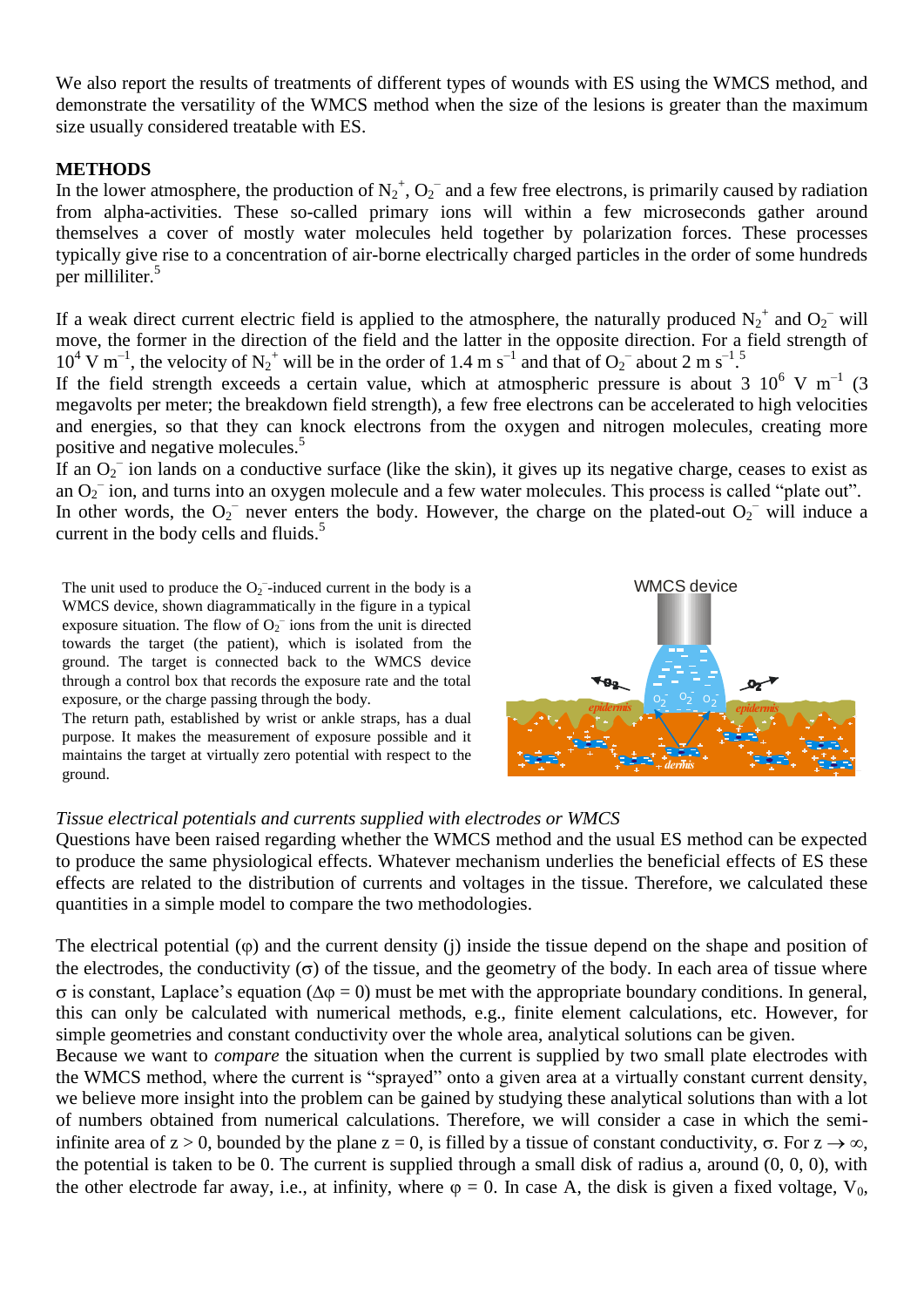We also report the results of treatments of different types of wounds with ES using the WMCS method, and demonstrate the versatility of the WMCS method when the size of the lesions is greater than the maximum size usually considered treatable with ES.

## METHODS

In the lower atmosphere, the production of $N_2^+$, $O_2^-$ and a few free electrons, is primarily caused by radiation from alpha-activities. These so-called primary ions will within a few microseconds gather around themselves a cover of mostly water molecules held together by polarization forces. These processes typically give rise to a concentration of air-borne electrically charged particles in the order of some hundreds per milliliter.[5]

If a weak direct current electric field is applied to the atmosphere, the naturally produced $N_2^+$ and $O_2^-$ will move, the former in the direction of the field and the latter in the opposite direction. For a field strength of $10^4$ V m$^{-1}$, the velocity of $N_2^+$ will be in the order of 1.4 m s$^{-1}$ and that of $O_2^-$ about 2 m s$^{-1}$.[5]

If the field strength exceeds a certain value, which at atmospheric pressure is about 3 $10^6$ V m$^{-1}$ (3 megavolts per meter; the breakdown field strength), a few free electrons can be accelerated to high velocities and energies, so that they can knock electrons from the oxygen and nitrogen molecules, creating more positive and negative molecules.[5]

If an $O_2^-$ ion lands on a conductive surface (like the skin), it gives up its negative charge, ceases to exist as an $O_2^-$ ion, and turns into an oxygen molecule and a few water molecules. This process is called "plate out". In other words, the $O_2^-$ never enters the body. However, the charge on the plated-out $O_2^-$ will induce a current in the body cells and fluids.[5]

The unit used to produce the $O_2^-$-induced current in the body is a WMCS device, shown diagrammatically in the figure in a typical exposure situation. The flow of $O_2^-$ ions from the unit is directed towards the target (the patient), which is isolated from the ground. The target is connected back to the WMCS device through a control box that records the exposure rate and the total exposure, or the charge passing through the body.

The return path, established by wrist or ankle straps, has a dual purpose. It makes the measurement of exposure possible and it maintains the target at virtually zero potential with respect to the ground.

*Tissue electrical potentials and currents supplied with electrodes or WMCS*

Questions have been raised regarding whether the WMCS method and the usual ES method can be expected to produce the same physiological effects. Whatever mechanism underlies the beneficial effects of ES these effects are related to the distribution of currents and voltages in the tissue. Therefore, we calculated these quantities in a simple model to compare the two methodologies.

The electrical potential (φ) and the current density (j) inside the tissue depend on the shape and position of the electrodes, the conductivity (σ) of the tissue, and the geometry of the body. In each area of tissue where σ is constant, Laplace's equation ($\Delta\varphi = 0$) must be met with the appropriate boundary conditions. In general, this can only be calculated with numerical methods, e.g., finite element calculations, etc. However, for simple geometries and constant conductivity over the whole area, analytical solutions can be given.

Because we want to *compare* the situation when the current is supplied by two small plate electrodes with the WMCS method, where the current is "sprayed" onto a given area at a virtually constant current density, we believe more insight into the problem can be gained by studying these analytical solutions than with a lot of numbers obtained from numerical calculations. Therefore, we will consider a case in which the semi-infinite area of $z > 0$, bounded by the plane $z = 0$, is filled by a tissue of constant conductivity, σ. For $z \to \infty$, the potential is taken to be 0. The current is supplied through a small disk of radius a, around (0, 0, 0), with the other electrode far away, i.e., at infinity, where $\varphi = 0$. In case A, the disk is given a fixed voltage, $V_0$,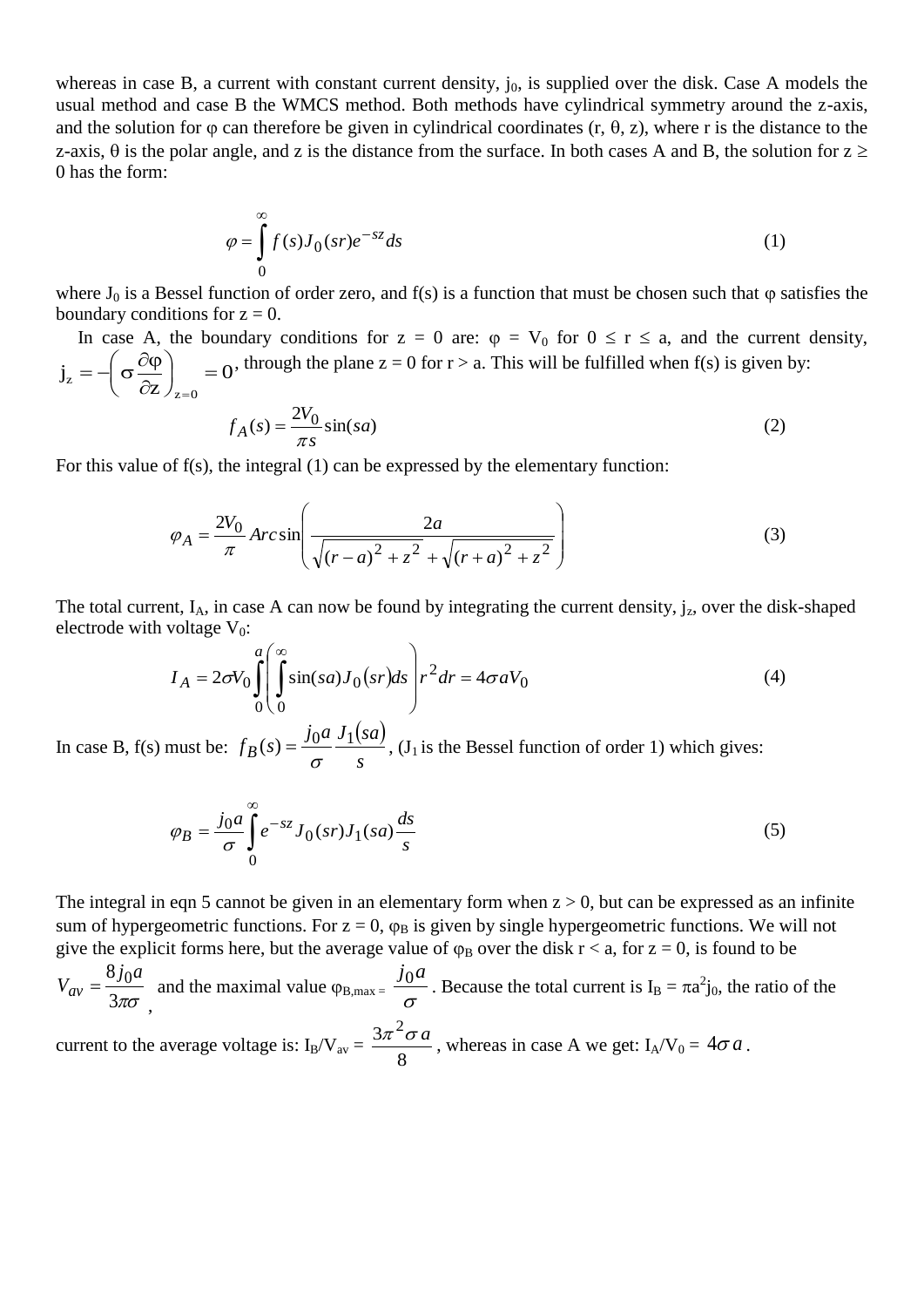whereas in case B, a current with constant current density, $j_0$, is supplied over the disk. Case A models the usual method and case B the WMCS method. Both methods have cylindrical symmetry around the z-axis, and the solution for $\varphi$ can therefore be given in cylindrical coordinates (r, θ, z), where r is the distance to the z-axis, θ is the polar angle, and z is the distance from the surface. In both cases A and B, the solution for $z \geq 0$ has the form:

$$\varphi = \int_0^\infty f(s) J_0(sr) e^{-sz} ds \tag{1}$$

where $J_0$ is a Bessel function of order zero, and f(s) is a function that must be chosen such that $\varphi$ satisfies the boundary conditions for z = 0.

In case A, the boundary conditions for z = 0 are: $\varphi = V_0$ for $0 \leq r \leq a$, and the current density, $j_z = -\left(\sigma \frac{\partial \varphi}{\partial z}\right)_{z=0} = 0$, through the plane z = 0 for r > a. This will be fulfilled when f(s) is given by:

$$f_A(s) = \frac{2V_0}{\pi s} \sin(sa) \tag{2}$$

For this value of f(s), the integral (1) can be expressed by the elementary function:

$$\varphi_A = \frac{2V_0}{\pi} \operatorname{Arcsin}\left(\frac{2a}{\sqrt{(r-a)^2 + z^2} + \sqrt{(r+a)^2 + z^2}}\right) \tag{3}$$

The total current, $I_A$, in case A can now be found by integrating the current density, $j_z$, over the disk-shaped electrode with voltage $V_0$:

$$I_A = 2\sigma V_0 \int_0^a \left( \int_0^\infty \sin(sa) J_0(sr) ds \right) r^2 dr = 4\sigma a V_0 \tag{4}$$

In case B, f(s) must be: $f_B(s) = \frac{j_0 a}{\sigma} \frac{J_1(sa)}{s}$, ($J_1$ is the Bessel function of order 1) which gives:

$$\varphi_B = \frac{j_0 a}{\sigma} \int_0^\infty e^{-sz} J_0(sr) J_1(sa) \frac{ds}{s} \tag{5}$$

The integral in eqn 5 cannot be given in an elementary form when z > 0, but can be expressed as an infinite sum of hypergeometric functions. For z = 0, $\varphi_B$ is given by single hypergeometric functions. We will not give the explicit forms here, but the average value of $\varphi_B$ over the disk r < a, for z = 0, is found to be $V_{av} = \frac{8 j_0 a}{3\pi\sigma}$, and the maximal value $\varphi_{B,max} = \frac{j_0 a}{\sigma}$. Because the total current is $I_B = \pi a^2 j_0$, the ratio of the current to the average voltage is: $I_B/V_{av} = \frac{3\pi^2 \sigma a}{8}$, whereas in case A we get: $I_A/V_0 = 4\sigma a$.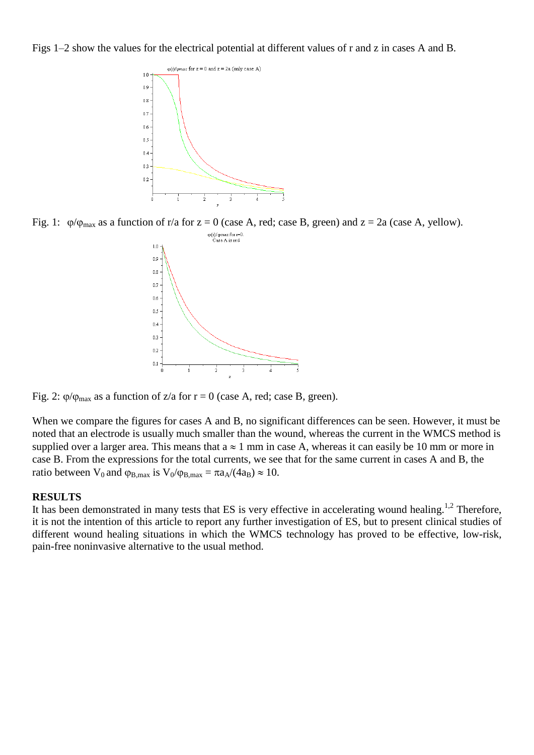Figs 1–2 show the values for the electrical potential at different values of r and z in cases A and B.

Fig. 1: $\varphi/\varphi_{max}$ as a function of r/a for z = 0 (case A, red; case B, green) and z = 2a (case A, yellow).

Fig. 2: $\varphi/\varphi_{max}$ as a function of z/a for r = 0 (case A, red; case B, green).

When we compare the figures for cases A and B, no significant differences can be seen. However, it must be noted that an electrode is usually much smaller than the wound, whereas the current in the WMCS method is supplied over a larger area. This means that $a \approx 1$ mm in case A, whereas it can easily be 10 mm or more in case B. From the expressions for the total currents, we see that for the same current in cases A and B, the ratio between $V_0$ and $\varphi_{B,max}$ is $V_0/\varphi_{B,max} = \pi a_A/(4a_B) \approx 10$.

## RESULTS

It has been demonstrated in many tests that ES is very effective in accelerating wound healing.[1,2] Therefore, it is not the intention of this article to report any further investigation of ES, but to present clinical studies of different wound healing situations in which the WMCS technology has proved to be effective, low-risk, pain-free noninvasive alternative to the usual method.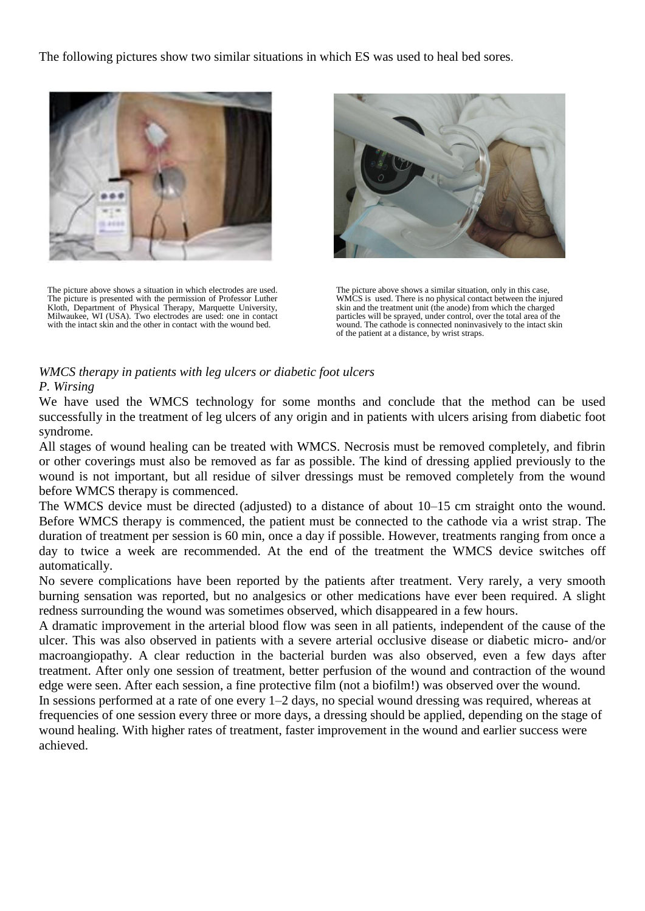The following pictures show two similar situations in which ES was used to heal bed sores.

The picture above shows a situation in which electrodes are used. The picture is presented with the permission of Professor Luther Kloth, Department of Physical Therapy, Marquette University, Milwaukee, WI (USA). Two electrodes are used: one in contact with the intact skin and the other in contact with the wound bed.

The picture above shows a similar situation, only in this case, WMCS is used. There is no physical contact between the injured skin and the treatment unit (the anode) from which the charged particles will be sprayed, under control, over the total area of the wound. The cathode is connected noninvasively to the intact skin of the patient at a distance, by wrist straps.

*WMCS therapy in patients with leg ulcers or diabetic foot ulcers*
*P. Wirsing*

We have used the WMCS technology for some months and conclude that the method can be used successfully in the treatment of leg ulcers of any origin and in patients with ulcers arising from diabetic foot syndrome.

All stages of wound healing can be treated with WMCS. Necrosis must be removed completely, and fibrin or other coverings must also be removed as far as possible. The kind of dressing applied previously to the wound is not important, but all residue of silver dressings must be removed completely from the wound before WMCS therapy is commenced.

The WMCS device must be directed (adjusted) to a distance of about 10–15 cm straight onto the wound. Before WMCS therapy is commenced, the patient must be connected to the cathode via a wrist strap. The duration of treatment per session is 60 min, once a day if possible. However, treatments ranging from once a day to twice a week are recommended. At the end of the treatment the WMCS device switches off automatically.

No severe complications have been reported by the patients after treatment. Very rarely, a very smooth burning sensation was reported, but no analgesics or other medications have ever been required. A slight redness surrounding the wound was sometimes observed, which disappeared in a few hours.

A dramatic improvement in the arterial blood flow was seen in all patients, independent of the cause of the ulcer. This was also observed in patients with a severe arterial occlusive disease or diabetic micro- and/or macroangiopathy. A clear reduction in the bacterial burden was also observed, even a few days after treatment. After only one session of treatment, better perfusion of the wound and contraction of the wound edge were seen. After each session, a fine protective film (not a biofilm!) was observed over the wound.

In sessions performed at a rate of one every 1–2 days, no special wound dressing was required, whereas at frequencies of one session every three or more days, a dressing should be applied, depending on the stage of wound healing. With higher rates of treatment, faster improvement in the wound and earlier success were achieved.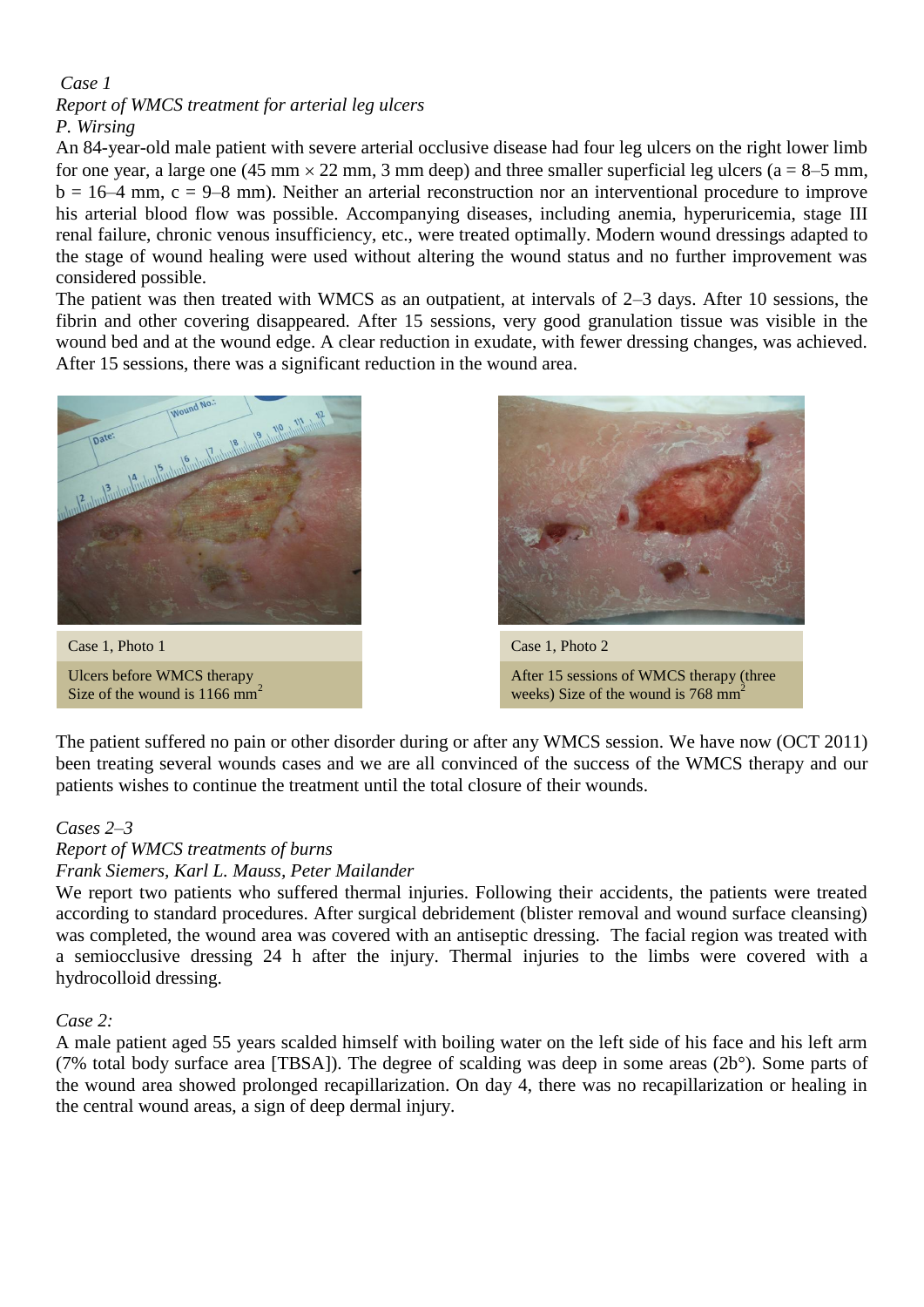*Case 1*

*Report of WMCS treatment for arterial leg ulcers*

*P. Wirsing*

An 84-year-old male patient with severe arterial occlusive disease had four leg ulcers on the right lower limb for one year, a large one (45 mm × 22 mm, 3 mm deep) and three smaller superficial leg ulcers (a = 8–5 mm, b = 16–4 mm, c = 9–8 mm). Neither an arterial reconstruction nor an interventional procedure to improve his arterial blood flow was possible. Accompanying diseases, including anemia, hyperuricemia, stage III renal failure, chronic venous insufficiency, etc., were treated optimally. Modern wound dressings adapted to the stage of wound healing were used without altering the wound status and no further improvement was considered possible.

The patient was then treated with WMCS as an outpatient, at intervals of 2–3 days. After 10 sessions, the fibrin and other covering disappeared. After 15 sessions, very good granulation tissue was visible in the wound bed and at the wound edge. A clear reduction in exudate, with fewer dressing changes, was achieved. After 15 sessions, there was a significant reduction in the wound area.

Case 1, Photo 1

Ulcers before WMCS therapy
Size of the wound is 1166 mm$^2$

Case 1, Photo 2

After 15 sessions of WMCS therapy (three weeks) Size of the wound is 768 mm$^2$

The patient suffered no pain or other disorder during or after any WMCS session. We have now (OCT 2011) been treating several wounds cases and we are all convinced of the success of the WMCS therapy and our patients wishes to continue the treatment until the total closure of their wounds.

*Cases 2–3*

*Report of WMCS treatments of burns*

*Frank Siemers, Karl L. Mauss, Peter Mailander*

We report two patients who suffered thermal injuries. Following their accidents, the patients were treated according to standard procedures. After surgical debridement (blister removal and wound surface cleansing) was completed, the wound area was covered with an antiseptic dressing. The facial region was treated with a semiocclusive dressing 24 h after the injury. Thermal injuries to the limbs were covered with a hydrocolloid dressing.

*Case 2:*

A male patient aged 55 years scalded himself with boiling water on the left side of his face and his left arm (7% total body surface area [TBSA]). The degree of scalding was deep in some areas (2b°). Some parts of the wound area showed prolonged recapillarization. On day 4, there was no recapillarization or healing in the central wound areas, a sign of deep dermal injury.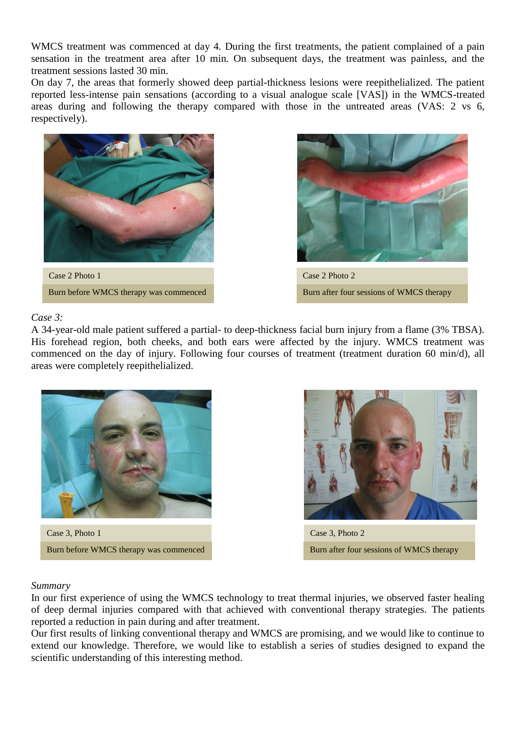WMCS treatment was commenced at day 4. During the first treatments, the patient complained of a pain sensation in the treatment area after 10 min. On subsequent days, the treatment was painless, and the treatment sessions lasted 30 min.

On day 7, the areas that formerly showed deep partial-thickness lesions were reepithelialized. The patient reported less-intense pain sensations (according to a visual analogue scale [VAS]) in the WMCS-treated areas during and following the therapy compared with those in the untreated areas (VAS: 2 vs 6, respectively).

Case 2 Photo 1

Burn before WMCS therapy was commenced

Case 2 Photo 2

Burn after four sessions of WMCS therapy

*Case 3:*

A 34-year-old male patient suffered a partial- to deep-thickness facial burn injury from a flame (3% TBSA). His forehead region, both cheeks, and both ears were affected by the injury. WMCS treatment was commenced on the day of injury. Following four courses of treatment (treatment duration 60 min/d), all areas were completely reepithelialized.

Case 3, Photo 1

Burn before WMCS therapy was commenced

Case 3, Photo 2

Burn after four sessions of WMCS therapy

*Summary*

In our first experience of using the WMCS technology to treat thermal injuries, we observed faster healing of deep dermal injuries compared with that achieved with conventional therapy strategies. The patients reported a reduction in pain during and after treatment.

Our first results of linking conventional therapy and WMCS are promising, and we would like to continue to extend our knowledge. Therefore, we would like to establish a series of studies designed to expand the scientific understanding of this interesting method.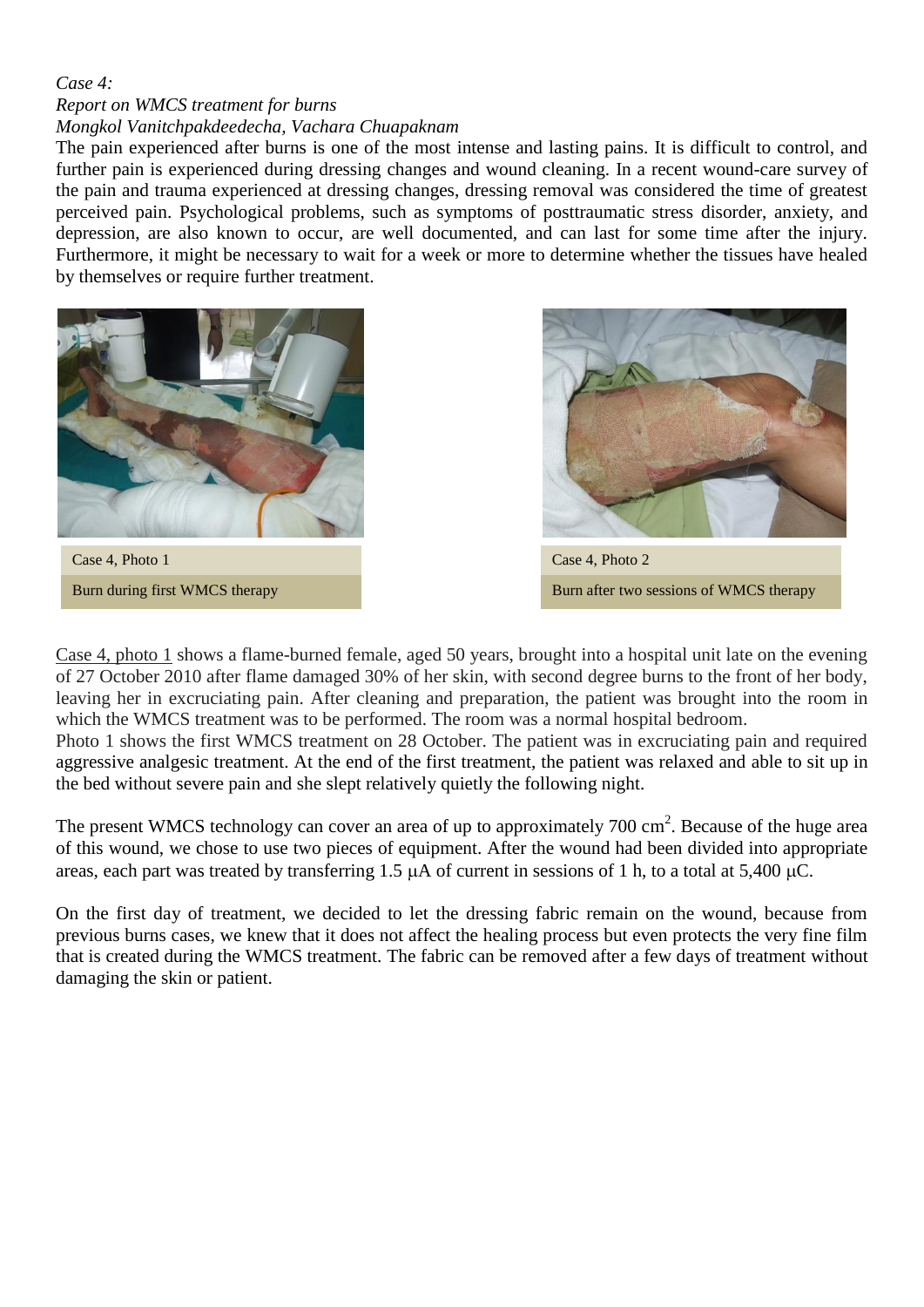*Case 4:*
*Report on WMCS treatment for burns*
*Mongkol Vanitchpakdeedecha, Vachara Chuapaknam*

The pain experienced after burns is one of the most intense and lasting pains. It is difficult to control, and further pain is experienced during dressing changes and wound cleaning. In a recent wound-care survey of the pain and trauma experienced at dressing changes, dressing removal was considered the time of greatest perceived pain. Psychological problems, such as symptoms of posttraumatic stress disorder, anxiety, and depression, are also known to occur, are well documented, and can last for some time after the injury. Furthermore, it might be necessary to wait for a week or more to determine whether the tissues have healed by themselves or require further treatment.

Case 4, Photo 1

Burn during first WMCS therapy

Case 4, Photo 2

Burn after two sessions of WMCS therapy

Case 4, photo 1 shows a flame-burned female, aged 50 years, brought into a hospital unit late on the evening of 27 October 2010 after flame damaged 30% of her skin, with second degree burns to the front of her body, leaving her in excruciating pain. After cleaning and preparation, the patient was brought into the room in which the WMCS treatment was to be performed. The room was a normal hospital bedroom.

Photo 1 shows the first WMCS treatment on 28 October. The patient was in excruciating pain and required aggressive analgesic treatment. At the end of the first treatment, the patient was relaxed and able to sit up in the bed without severe pain and she slept relatively quietly the following night.

The present WMCS technology can cover an area of up to approximately 700 $cm^2$. Because of the huge area of this wound, we chose to use two pieces of equipment. After the wound had been divided into appropriate areas, each part was treated by transferring 1.5 μA of current in sessions of 1 h, to a total at 5,400 μC.

On the first day of treatment, we decided to let the dressing fabric remain on the wound, because from previous burns cases, we knew that it does not affect the healing process but even protects the very fine film that is created during the WMCS treatment. The fabric can be removed after a few days of treatment without damaging the skin or patient.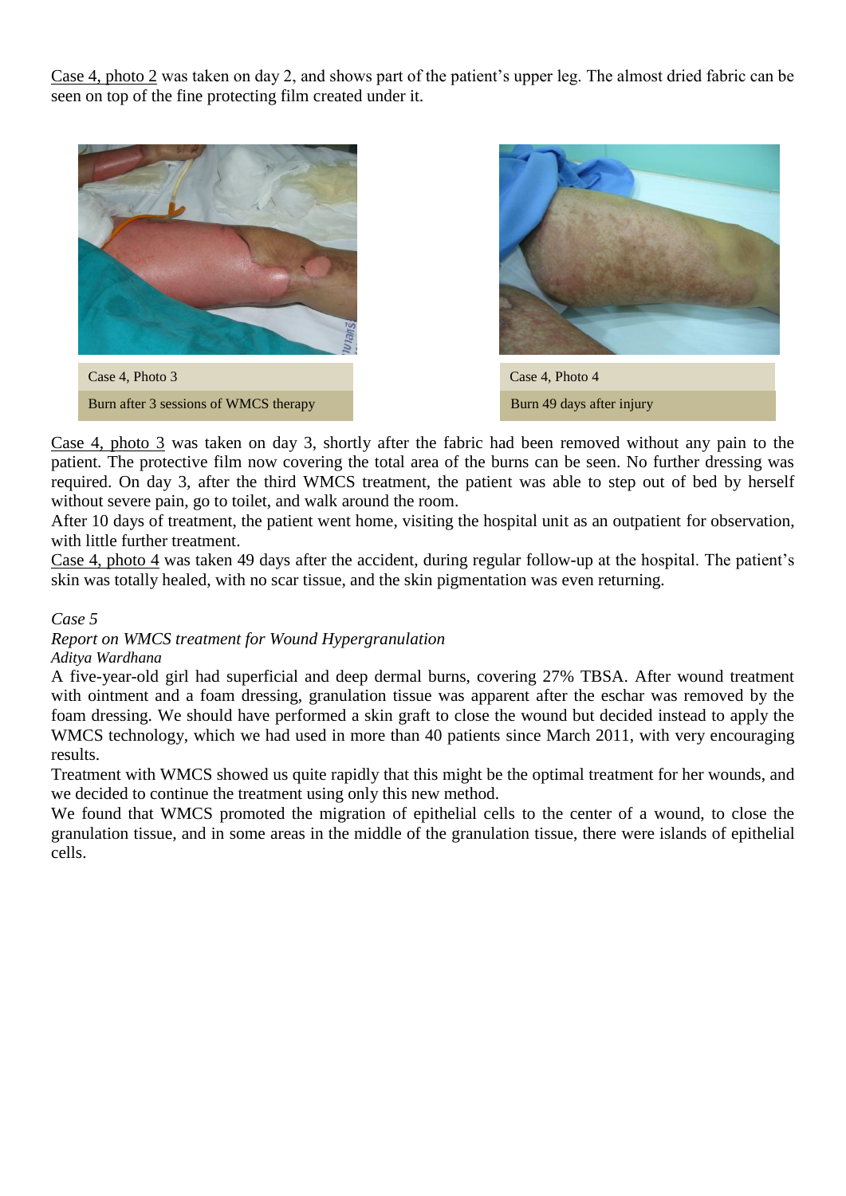Case 4, photo 2 was taken on day 2, and shows part of the patient's upper leg. The almost dried fabric can be seen on top of the fine protecting film created under it.

Case 4, Photo 3

Burn after 3 sessions of WMCS therapy

Case 4, Photo 4

Burn 49 days after injury

Case 4, photo 3 was taken on day 3, shortly after the fabric had been removed without any pain to the patient. The protective film now covering the total area of the burns can be seen. No further dressing was required. On day 3, after the third WMCS treatment, the patient was able to step out of bed by herself without severe pain, go to toilet, and walk around the room.

After 10 days of treatment, the patient went home, visiting the hospital unit as an outpatient for observation, with little further treatment.

Case 4, photo 4 was taken 49 days after the accident, during regular follow-up at the hospital. The patient's skin was totally healed, with no scar tissue, and the skin pigmentation was even returning.

*Case 5*

*Report on WMCS treatment for Wound Hypergranulation*

*Aditya Wardhana*

A five-year-old girl had superficial and deep dermal burns, covering 27% TBSA. After wound treatment with ointment and a foam dressing, granulation tissue was apparent after the eschar was removed by the foam dressing. We should have performed a skin graft to close the wound but decided instead to apply the WMCS technology, which we had used in more than 40 patients since March 2011, with very encouraging results.

Treatment with WMCS showed us quite rapidly that this might be the optimal treatment for her wounds, and we decided to continue the treatment using only this new method.

We found that WMCS promoted the migration of epithelial cells to the center of a wound, to close the granulation tissue, and in some areas in the middle of the granulation tissue, there were islands of epithelial cells.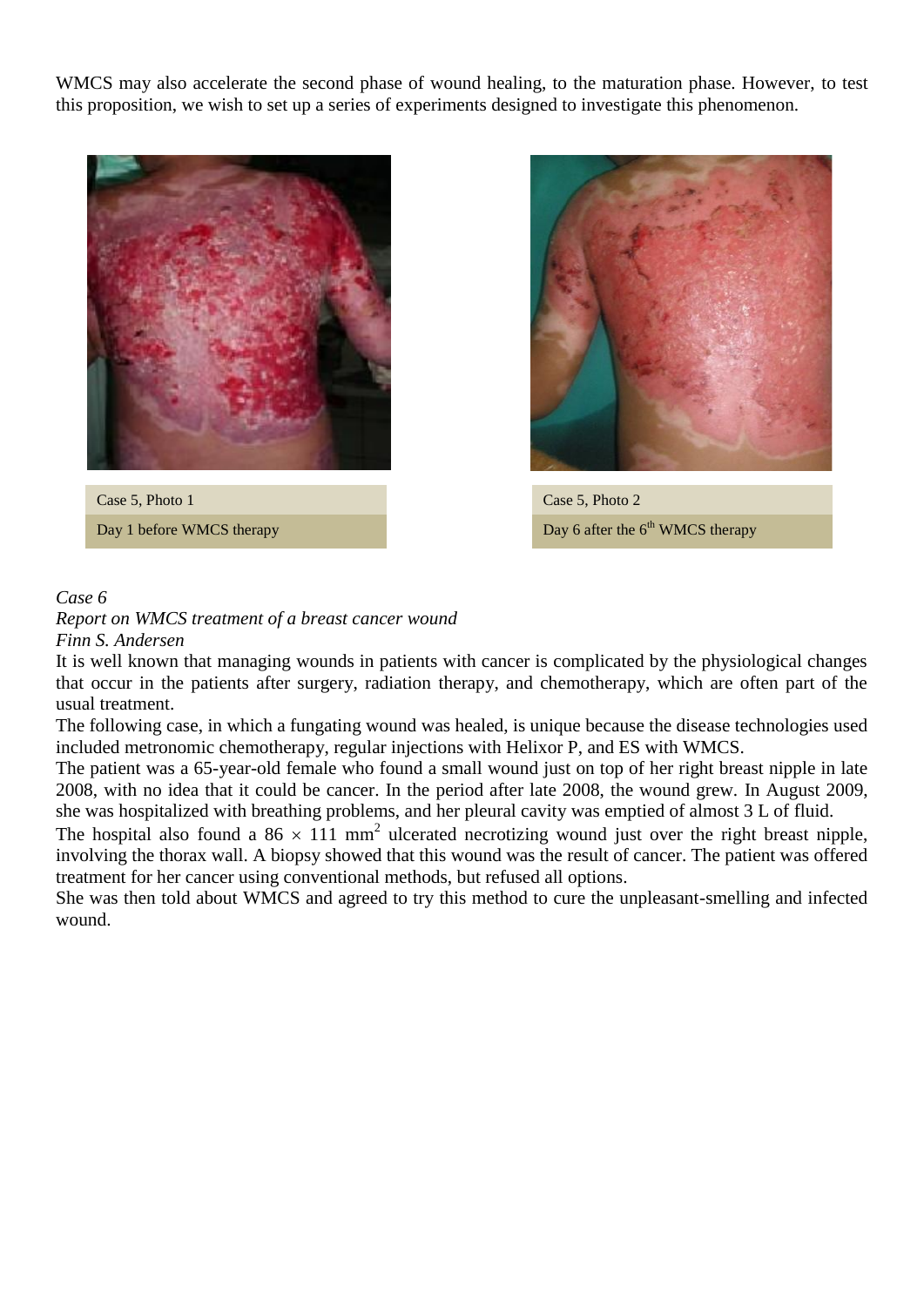WMCS may also accelerate the second phase of wound healing, to the maturation phase. However, to test this proposition, we wish to set up a series of experiments designed to investigate this phenomenon.

Case 5, Photo 1

Day 1 before WMCS therapy

Case 5, Photo 2

Day 6 after the 6th WMCS therapy

*Case 6*

*Report on WMCS treatment of a breast cancer wound*

*Finn S. Andersen*

It is well known that managing wounds in patients with cancer is complicated by the physiological changes that occur in the patients after surgery, radiation therapy, and chemotherapy, which are often part of the usual treatment.

The following case, in which a fungating wound was healed, is unique because the disease technologies used included metronomic chemotherapy, regular injections with Helixor P, and ES with WMCS.

The patient was a 65-year-old female who found a small wound just on top of her right breast nipple in late 2008, with no idea that it could be cancer. In the period after late 2008, the wound grew. In August 2009, she was hospitalized with breathing problems, and her pleural cavity was emptied of almost 3 L of fluid.

The hospital also found a 86 × 111 $mm^2$ ulcerated necrotizing wound just over the right breast nipple, involving the thorax wall. A biopsy showed that this wound was the result of cancer. The patient was offered treatment for her cancer using conventional methods, but refused all options.

She was then told about WMCS and agreed to try this method to cure the unpleasant-smelling and infected wound.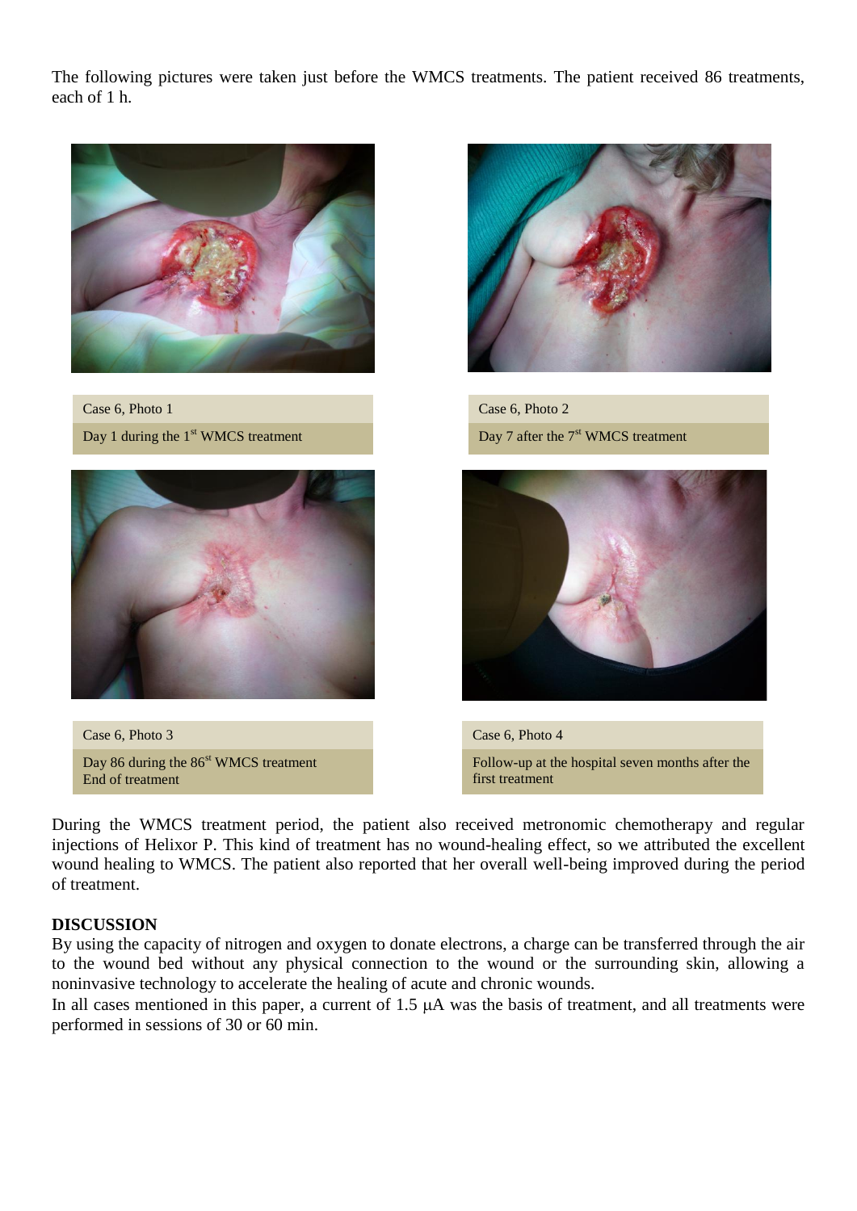The following pictures were taken just before the WMCS treatments. The patient received 86 treatments, each of 1 h.

Case 6, Photo 1

Day 1 during the 1st WMCS treatment

Case 6, Photo 2

Day 7 after the 7st WMCS treatment

Case 6, Photo 3

Day 86 during the 86st WMCS treatment
End of treatment

Case 6, Photo 4

Follow-up at the hospital seven months after the first treatment

During the WMCS treatment period, the patient also received metronomic chemotherapy and regular injections of Helixor P. This kind of treatment has no wound-healing effect, so we attributed the excellent wound healing to WMCS. The patient also reported that her overall well-being improved during the period of treatment.

## DISCUSSION

By using the capacity of nitrogen and oxygen to donate electrons, a charge can be transferred through the air to the wound bed without any physical connection to the wound or the surrounding skin, allowing a noninvasive technology to accelerate the healing of acute and chronic wounds.

In all cases mentioned in this paper, a current of 1.5 μA was the basis of treatment, and all treatments were performed in sessions of 30 or 60 min.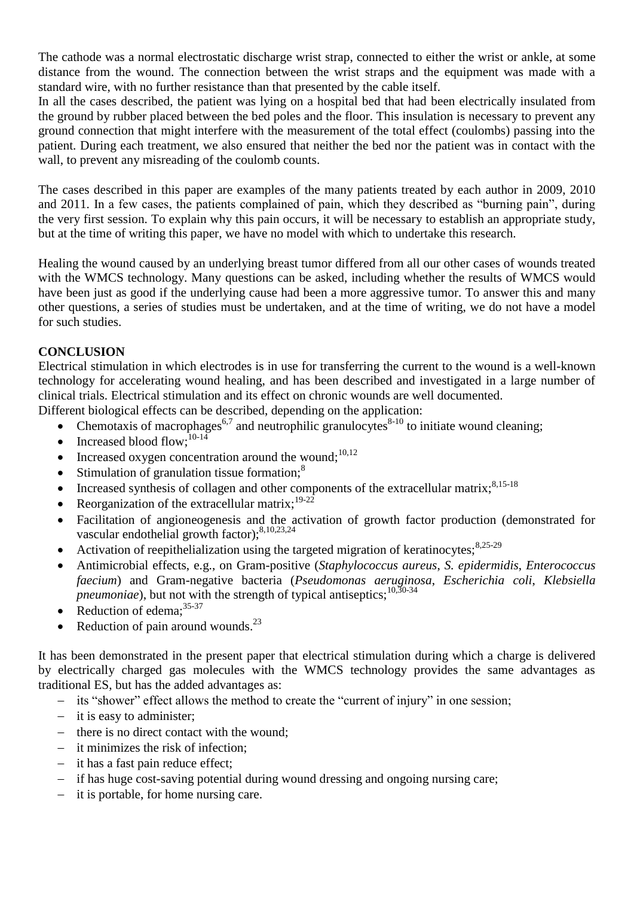The cathode was a normal electrostatic discharge wrist strap, connected to either the wrist or ankle, at some distance from the wound. The connection between the wrist straps and the equipment was made with a standard wire, with no further resistance than that presented by the cable itself.
In all the cases described, the patient was lying on a hospital bed that had been electrically insulated from the ground by rubber placed between the bed poles and the floor. This insulation is necessary to prevent any ground connection that might interfere with the measurement of the total effect (coulombs) passing into the patient. During each treatment, we also ensured that neither the bed nor the patient was in contact with the wall, to prevent any misreading of the coulomb counts.

The cases described in this paper are examples of the many patients treated by each author in 2009, 2010 and 2011. In a few cases, the patients complained of pain, which they described as "burning pain", during the very first session. To explain why this pain occurs, it will be necessary to establish an appropriate study, but at the time of writing this paper, we have no model with which to undertake this research.

Healing the wound caused by an underlying breast tumor differed from all our other cases of wounds treated with the WMCS technology. Many questions can be asked, including whether the results of WMCS would have been just as good if the underlying cause had been a more aggressive tumor. To answer this and many other questions, a series of studies must be undertaken, and at the time of writing, we do not have a model for such studies.

## CONCLUSION

Electrical stimulation in which electrodes is in use for transferring the current to the wound is a well-known technology for accelerating wound healing, and has been described and investigated in a large number of clinical trials. Electrical stimulation and its effect on chronic wounds are well documented.
Different biological effects can be described, depending on the application:

- Chemotaxis of macrophages[6,7] and neutrophilic granulocytes[8-10] to initiate wound cleaning;
- Increased blood flow;[10-14]
- Increased oxygen concentration around the wound;[10,12]
- Stimulation of granulation tissue formation;[8]
- Increased synthesis of collagen and other components of the extracellular matrix;[8,15-18]
- Reorganization of the extracellular matrix;[19-22]
- Facilitation of angioneogenesis and the activation of growth factor production (demonstrated for vascular endothelial growth factor);[8,10,23,24]
- Activation of reepithelialization using the targeted migration of keratinocytes;[8,25-29]
- Antimicrobial effects, e.g., on Gram-positive (*Staphylococcus aureus, S. epidermidis, Enterococcus faecium*) and Gram-negative bacteria (*Pseudomonas aeruginosa, Escherichia coli, Klebsiella pneumoniae*), but not with the strength of typical antiseptics;[10,30-34]
- Reduction of edema;[35-37]
- Reduction of pain around wounds.[23]

It has been demonstrated in the present paper that electrical stimulation during which a charge is delivered by electrically charged gas molecules with the WMCS technology provides the same advantages as traditional ES, but has the added advantages as:

- its "shower" effect allows the method to create the "current of injury" in one session;
- it is easy to administer;
- there is no direct contact with the wound;
- it minimizes the risk of infection;
- it has a fast pain reduce effect;
- if has huge cost-saving potential during wound dressing and ongoing nursing care;
- it is portable, for home nursing care.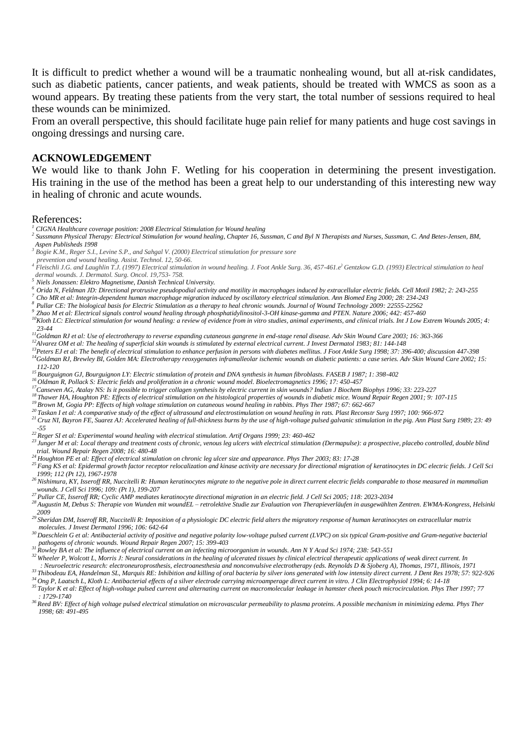It is difficult to predict whether a wound will be a traumatic nonhealing wound, but all at-risk candidates, such as diabetic patients, cancer patients, and weak patients, should be treated with WMCS as soon as a wound appears. By treating these patients from the very start, the total number of sessions required to heal these wounds can be minimized.

From an overall perspective, this should facilitate huge pain relief for many patients and huge cost savings in ongoing dressings and nursing care.

## ACKNOWLEDGEMENT

We would like to thank John F. Wetling for his cooperation in determining the present investigation. His training in the use of the method has been a great help to our understanding of this interesting new way in healing of chronic and acute wounds.

References:

[1] *CIGNA Healthcare coverage position: 2008 Electrical Stimulation for Wound healing*

[2] *Sussmann Physical Therapy: Electrical Stimulation for wound healing, Chapter 16, Sussman, C and Byl N Therapists and Nurses, Sussman, C. And Betes-Jensen, BM, Aspen Publisheds 1998*

[3] *Bogie K.M., Reger S.I., Levine S.P., and Sahgal V. (2000) Electrical stimulation for pressure sore prevention and wound healing. Assist. Technol. 12, 50-66.*

[4] *Fleischli J.G. and Laughlin T.J. (1997) Electrical stimulation in wound healing. J. Foot Ankle Surg. 36, 457-461.e*[j] *Gentzkow G.D. (1993) Electrical stimulation to heal dermal wounds. J. Dermatol. Surg. Oncol. 19,753- 758.*

[5] *Niels Jonassen: Elektro Magnetisme, Danish Technical University.*

[6] *Orida N, Feldman JD: Directional protrusive pseudopodial activity and motility in macrophages induced by extracellular electric fields. Cell Motil 1982; 2: 243-255*

[7] *Cho MR et al: Integrin-dependent human macrophage migration induced by oscillatory electrical stimulation. Ann Biomed Eng 2000; 28: 234-243*

[8] *Pullar CE: The biological basis for Electric Stimulation as a therapy to heal chronic wounds. Journal of Wound Technology 2009: 22555-22562*

[9] *Zhao M et al: Electrical signals control wound healing through phosphatidylinositol-3-OH kinase-gamma and PTEN. Nature 2006; 442: 457-460*

[10] *Kloth LC: Electrical stimulation for wound healing: a review of evidence from in vitro studies, animal experiments, and clinical trials. Int J Low Extrem Wounds 2005; 4: 23-44*

[11] *Goldman RJ et al: Use of electrotherapy to reverse expanding cutaneous gangrene in end-stage renal disease. Adv Skin Wound Care 2003; 16: 363-366*

[12] *Alvarez OM et al: The healing of superficial skin wounds is stimulated by external electrical current. J Invest Dermatol 1983; 81: 144-148*

[13] *Peters EJ et al: The benefit of electrical stimulation to enhance perfusion in persons with diabetes mellitus. J Foot Ankle Surg 1998; 37: 396-400; discussion 447-398*

[14] *Goldman RJ, Brewley BI, Golden MA: Electrotherapy reoxygenates inframalleolar ischemic wounds on diabetic patients: a case series. Adv Skin Wound Care 2002; 15: 112-120*

[15] *Bourguignon GJ, Bourguignon LY: Electric stimulation of protein and DNA synthesis in human fibroblasts. FASEB J 1987; 1: 398-402*

[16] *Oldman R, Pollack S: Electric fields and proliferation in a chronic wound model. Bioelectromagnetics 1996; 17: 450-457*

[17] *Canseven AG, Atalay NS: Is it possible to trigger collagen synthesis by electric current in skin wounds? Indian J Biochem Biophys 1996; 33: 223-227*

[18] *Thawer HA, Houghton PE: Effects of electrical stimulation on the histological properties of wounds in diabetic mice. Wound Repair Regen 2001; 9: 107-115*

[19] *Brown M, Gogia PP: Effects of high voltage stimulation on cutaneous wound healing in rabbits. Phys Ther 1987; 67: 662-667*

[20] *Taskan I et al: A comparative study of the effect of ultrasound and electrostimulation on wound healing in rats. Plast Reconstr Surg 1997; 100: 966-972*

[21] *Cruz NI, Bayron FE, Suarez AJ: Accelerated healing of full-thickness burns by the use of high-voltage pulsed galvanic stimulation in the pig. Ann Plast Surg 1989; 23: 49 -55*

[22] *Reger SI et al: Experimental wound healing with electrical stimulation. Artif Organs 1999; 23: 460-462*

[23] *Junger M et al: Local therapy and treatment costs of chronic, venous leg ulcers with electrical stimulation (Dermapulse): a prospective, placebo controlled, double blind trial. Wound Repair Regen 2008; 16: 480-48*

[24] *Houghton PE et al: Effect of electrical stimulation on chronic leg ulcer size and appearance. Phys Ther 2003; 83: 17-28*

[25] *Fang KS et al: Epidermal growth factor receptor relocalization and kinase activity are necessary for directional migration of keratinocytes in DC electric fields. J Cell Sci 1999; 112 (Pt 12), 1967-1978*

[26] *Nishimura, KY, Isseroff RR, Nuccitelli R: Human keratinocytes migrate to the negative pole in direct current electric fields comparable to those measured in mammalian wounds. J Cell Sci 1996; 109: (Pt 1), 199-207*

[27] *Pullar CE, Isseroff RR; Cyclic AMP mediates keratinocyte directional migration in an electric field. J Cell Sci 2005; 118: 2023-2034*

[28] *Augustin M, Debus S: Therapie von Wunden mit woundEL – retrolektive Studie zur Evaluation von Therapieverläufen in ausgewählten Zentren. EWMA-Kongress, Helsinki 2009*

[29] *Sheridan DM, Isseroff RR, Nuccitelli R: Imposition of a physiologic DC electric field alters the migratory response of human keratinocytes on extracellular matrix molecules. J Invest Dermatol 1996; 106: 642-64*

[30] *Daeschlein G et al: Antibacterial activity of positive and negative polarity low-voltage pulsed current (LVPC) on six typical Gram-positive and Gram-negative bacterial pathogens of chronic wounds. Wound Repair Regen 2007; 15: 399-403*

[31] *Rowley BA et al: The influence of electrical current on an infecting microorganism in wounds. Ann N Y Acad Sci 1974; 238: 543-551*

[32] *Wheeler P, Wolcott L, Morris J: Neural considerations in the healing of ulcerated tissues by clinical electrical therapeutic applications of weak direct current. In : Neuroelectric research: electroneuroprosthesis, electroanesthesia and nonconvulsive electrotherapy (eds. Reynolds D & Sjoberg A), Thomas, 1971, Illinois, 1971*

[33] *Thibodeau EA, Handelman SL, Marquis RE: Inhibition and killing of oral bacteria by silver ions generated with low intensity direct current. J Dent Res 1978; 57: 922-926*

[34] *Ong P, Laatsch L, Kloth L: Antibacterial effects of a silver electrode carrying microamperage direct current in vitro. J Clin Electrophysiol 1994; 6: 14-18*

[35] *Taylor K et al: Effect of high-voltage pulsed current and alternating current on macromolecular leakage in hamster cheek pouch microcirculation. Phys Ther 1997; 77 : 1729-1740*

[36] *Reed BV: Effect of high voltage pulsed electrical stimulation on microvascular permeability to plasma proteins. A possible mechanism in minimizing edema. Phys Ther 1998; 68: 491-495*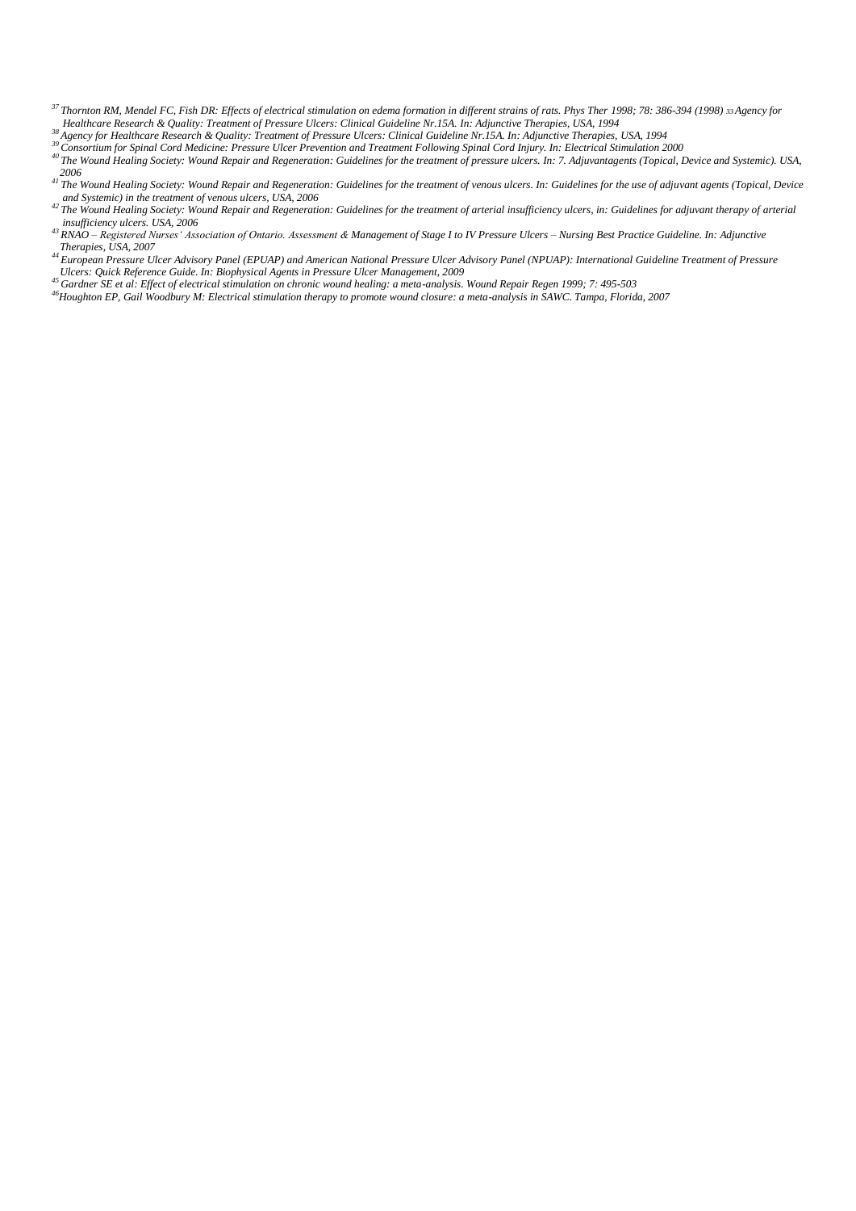[37] *Thornton RM, Mendel FC, Fish DR: Effects of electrical stimulation on edema formation in different strains of rats. Phys Ther 1998; 78: 386-394 (1998)* [33] *Agency for Healthcare Research & Quality: Treatment of Pressure Ulcers: Clinical Guideline Nr.15A. In: Adjunctive Therapies, USA, 1994*

[38] *Agency for Healthcare Research & Quality: Treatment of Pressure Ulcers: Clinical Guideline Nr.15A. In: Adjunctive Therapies, USA, 1994*

[39] *Consortium for Spinal Cord Medicine: Pressure Ulcer Prevention and Treatment Following Spinal Cord Injury. In: Electrical Stimulation 2000*

[40] *The Wound Healing Society: Wound Repair and Regeneration: Guidelines for the treatment of pressure ulcers. In: 7. Adjuvantagents (Topical, Device and Systemic). USA, 2006*

[41] *The Wound Healing Society: Wound Repair and Regeneration: Guidelines for the treatment of venous ulcers. In: Guidelines for the use of adjuvant agents (Topical, Device and Systemic) in the treatment of venous ulcers, USA, 2006*

[42] *The Wound Healing Society: Wound Repair and Regeneration: Guidelines for the treatment of arterial insufficiency ulcers, in: Guidelines for adjuvant therapy of arterial insufficiency ulcers. USA, 2006*

[43] *RNAO – Registered Nurses' Association of Ontario. Assessment & Management of Stage I to IV Pressure Ulcers – Nursing Best Practice Guideline. In: Adjunctive Therapies, USA, 2007*

[44] *European Pressure Ulcer Advisory Panel (EPUAP) and American National Pressure Ulcer Advisory Panel (NPUAP): International Guideline Treatment of Pressure Ulcers: Quick Reference Guide. In: Biophysical Agents in Pressure Ulcer Management, 2009*

[45] *Gardner SE et al: Effect of electrical stimulation on chronic wound healing: a meta-analysis. Wound Repair Regen 1999; 7: 495-503*

[46] *Houghton EP, Gail Woodbury M: Electrical stimulation therapy to promote wound closure: a meta-analysis in SAWC. Tampa, Florida, 2007*